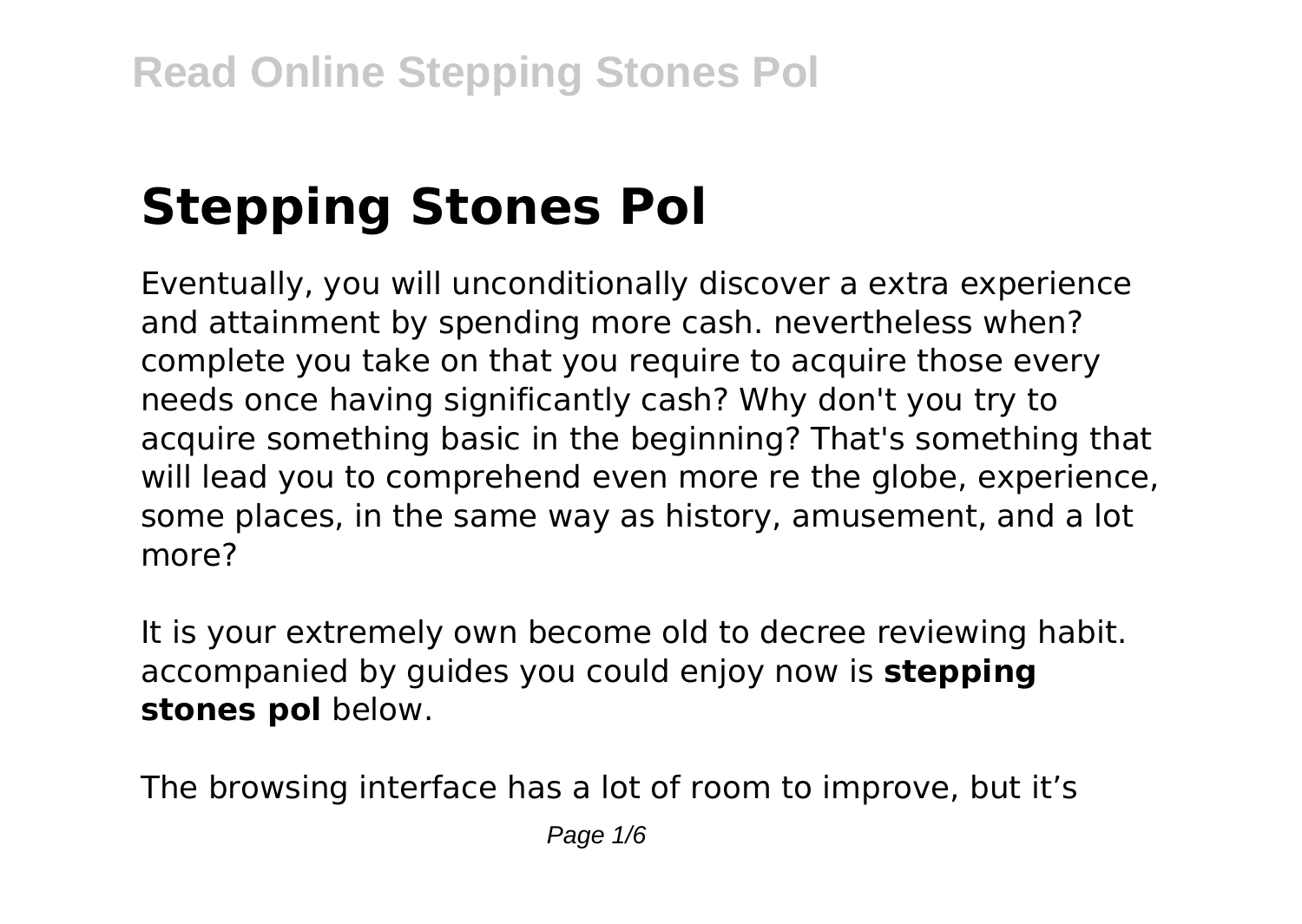# Stepping Stones Pol

Eventually, you will unconditionally discover a extra experience and attainment by spending more cash. nevertheless when? complete you take on that you require to acquire those every needs once having significantly cash? Why don't you try to acquire something basic in the beginning? That's something that will lead you to comprehend even more re the globe, experience, some places, in the same way as history, amusement, and a lot more?

It is your extremely own become old to decree reviewing habit. accompanied by guides you could enjoy now is **stepping stones pol** below.

The browsing interface has a lot of room to improve, but it's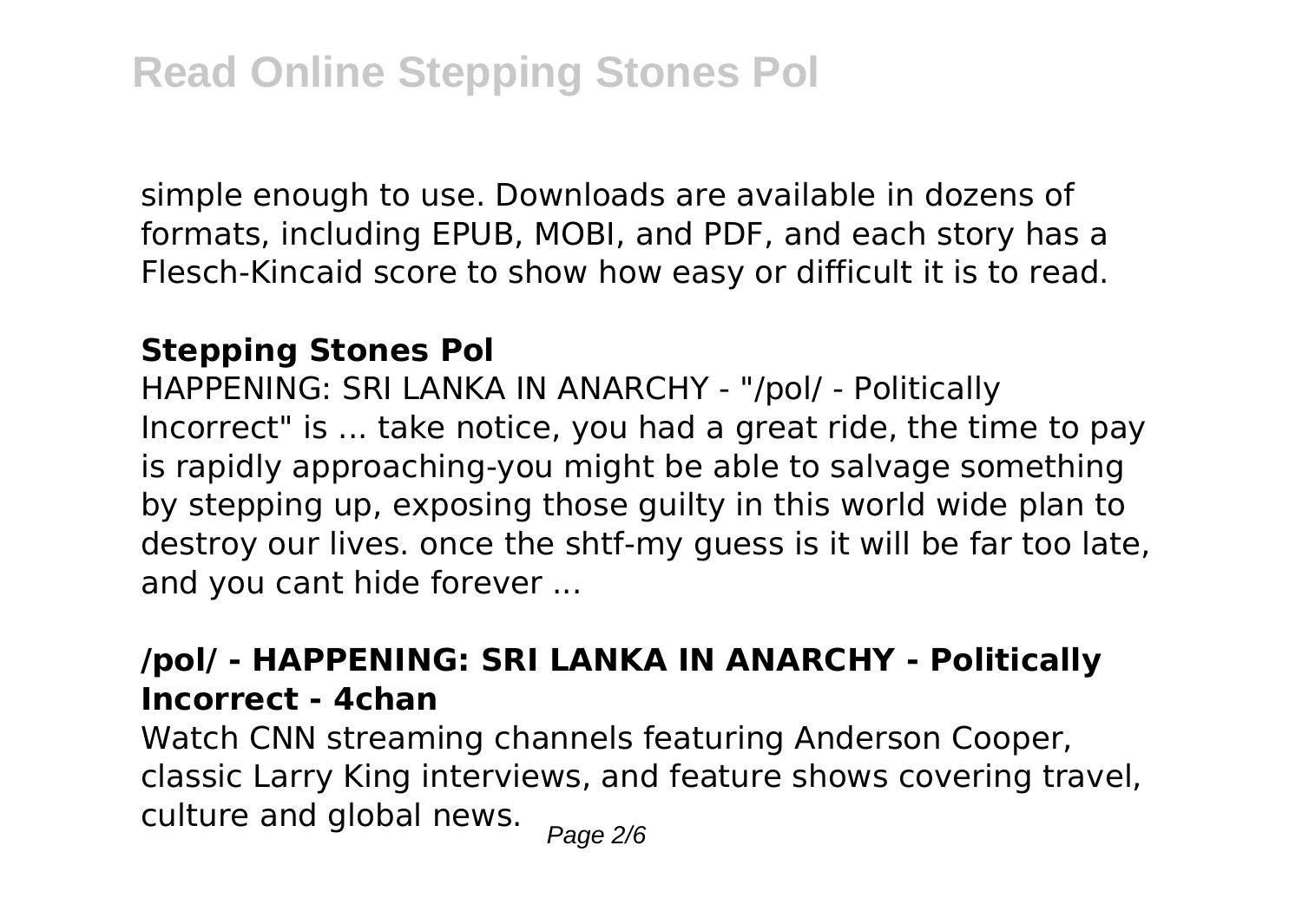simple enough to use. Downloads are available in dozens of formats, including EPUB, MOBI, and PDF, and each story has a Flesch-Kincaid score to show how easy or difficult it is to read.

### Stepping Stones Pol

HAPPENING: SRI LANKA IN ANARCHY - "/pol/ - Politically Incorrect" is ... take notice, you had a great ride, the time to pay is rapidly approaching-you might be able to salvage something by stepping up, exposing those guilty in this world wide plan to destroy our lives. once the shtf-my guess is it will be far too late, and you cant hide forever ...

### /pol/ - HAPPENING: SRI LANKA IN ANARCHY - Politically Incorrect - 4chan

Watch CNN streaming channels featuring Anderson Cooper, classic Larry King interviews, and feature shows covering travel, culture and global news.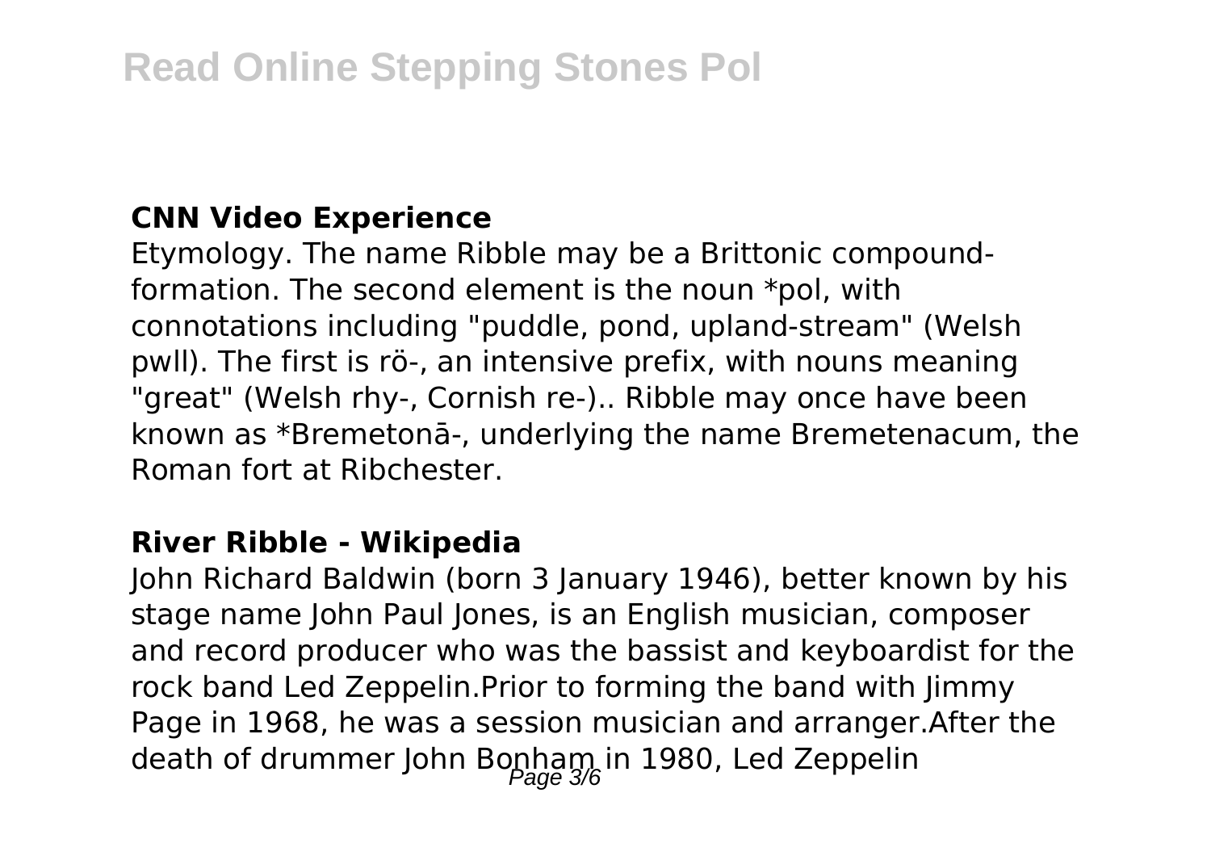### CNN Video Experience

Etymology. The name Ribble may be a Brittonic compound-formation. The second element is the noun *pol, with connotations including "puddle, pond, upland-stream" (Welsh pwll). The first is rö-, an intensive prefix, with nouns meaning "great" (Welsh rhy-, Cornish re-).. Ribble may once have been known as *Bremetonā-, underlying the name Bremetenacum, the Roman fort at Ribchester.

### River Ribble - Wikipedia

John Richard Baldwin (born 3 January 1946), better known by his stage name John Paul Jones, is an English musician, composer and record producer who was the bassist and keyboardist for the rock band Led Zeppelin.Prior to forming the band with Jimmy Page in 1968, he was a session musician and arranger.After the death of drummer John Bonham in 1980, Led Zeppelin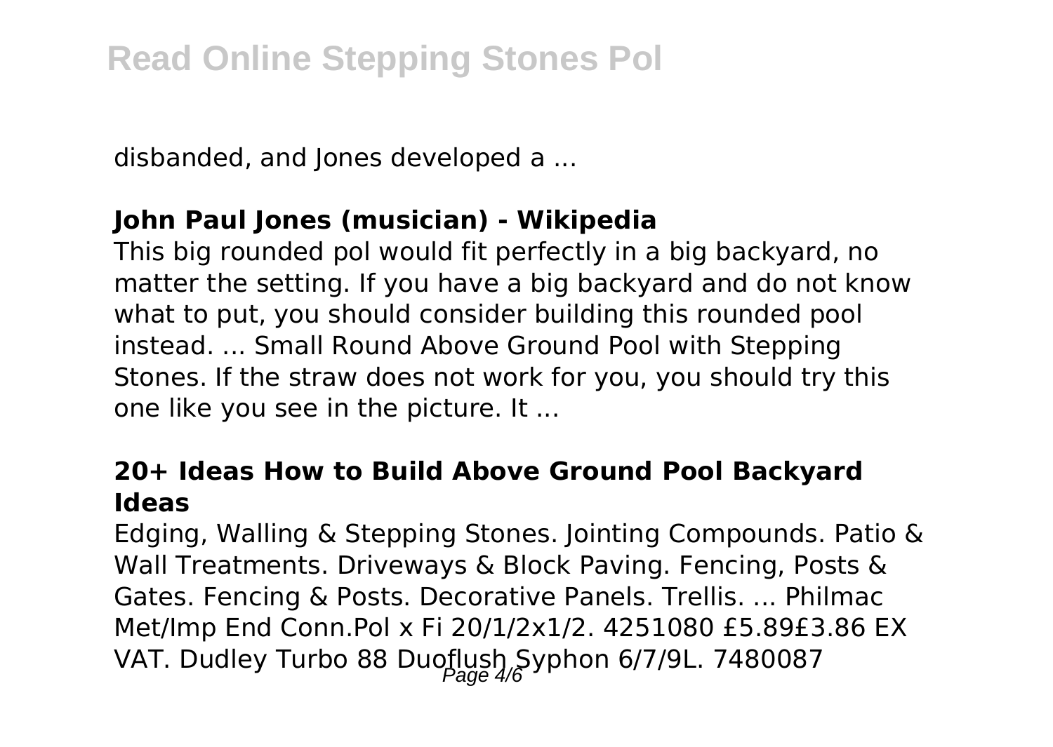disbanded, and Jones developed a ...

**John Paul Jones (musician) - Wikipedia**

This big rounded pol would fit perfectly in a big backyard, no matter the setting. If you have a big backyard and do not know what to put, you should consider building this rounded pool instead. ... Small Round Above Ground Pool with Stepping Stones. If the straw does not work for you, you should try this one like you see in the picture. It ...

**20+ Ideas How to Build Above Ground Pool Backyard Ideas**

Edging, Walling & Stepping Stones. Jointing Compounds. Patio & Wall Treatments. Driveways & Block Paving. Fencing, Posts & Gates. Fencing & Posts. Decorative Panels. Trellis. ... Philmac Met/Imp End Conn.Pol x Fi 20/1/2x1/2. 4251080 £5.89£3.86 EX VAT. Dudley Turbo 88 Duoflush Syphon 6/7/9L. 7480087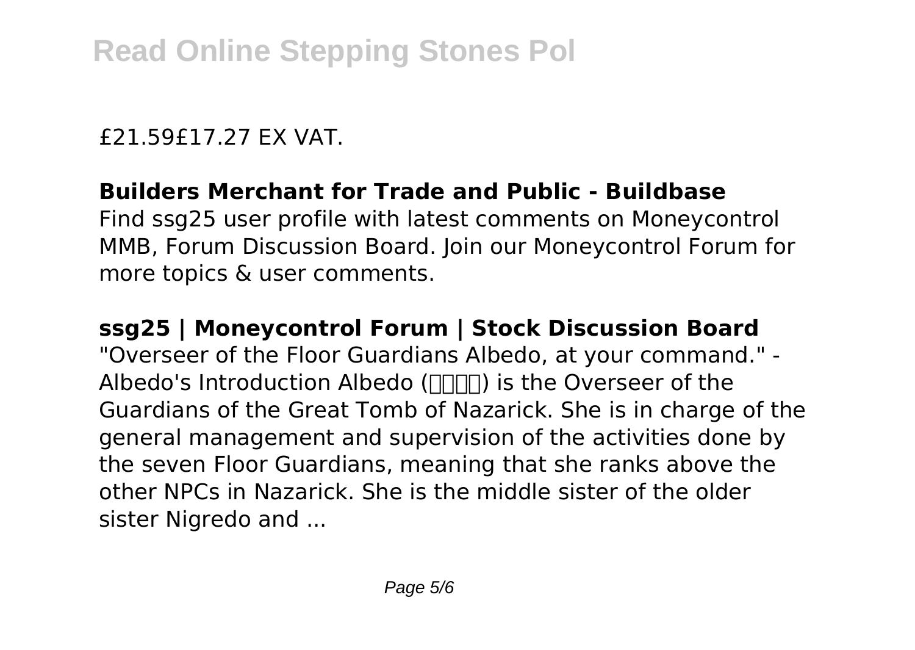£21.59£17.27 EX VAT.

**Builders Merchant for Trade and Public - Buildbase**

Find ssg25 user profile with latest comments on Moneycontrol MMB, Forum Discussion Board. Join our Moneycontrol Forum for more topics & user comments.

**ssg25 | Moneycontrol Forum | Stock Discussion Board**

"Overseer of the Floor Guardians Albedo, at your command." - Albedo's Introduction Albedo (□□□□) is the Overseer of the Guardians of the Great Tomb of Nazarick. She is in charge of the general management and supervision of the activities done by the seven Floor Guardians, meaning that she ranks above the other NPCs in Nazarick. She is the middle sister of the older sister Nigredo and ...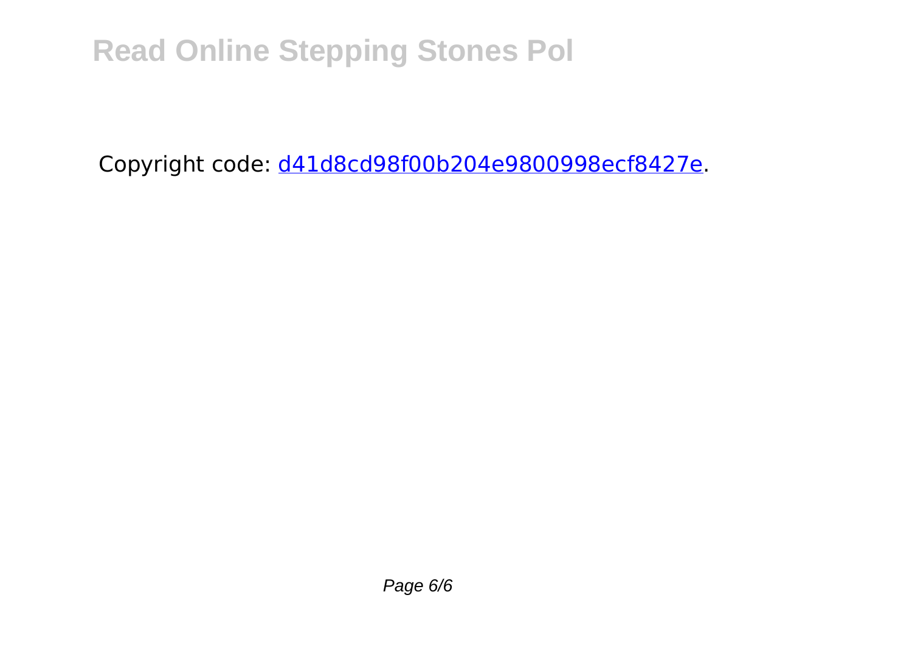Copyright code: d41d8cd98f00b204e9800998ecf8427e.